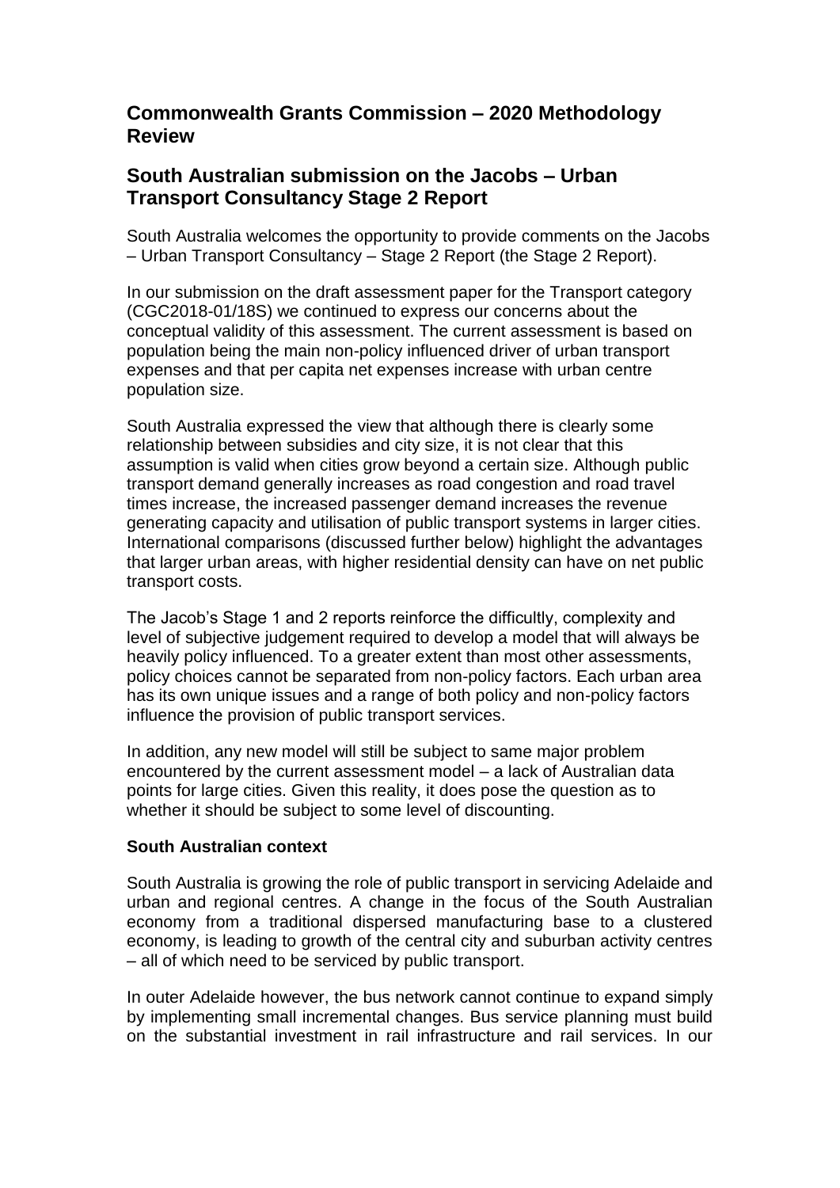## Commonwealth Grants Commission – 2020 Methodology Review

## South Australian submission on the Jacobs – Urban Transport Consultancy Stage 2 Report

South Australia welcomes the opportunity to provide comments on the Jacobs – Urban Transport Consultancy – Stage 2 Report (the Stage 2 Report).

In our submission on the draft assessment paper for the Transport category (CGC2018-01/18S) we continued to express our concerns about the conceptual validity of this assessment. The current assessment is based on population being the main non-policy influenced driver of urban transport expenses and that per capita net expenses increase with urban centre population size.

South Australia expressed the view that although there is clearly some relationship between subsidies and city size, it is not clear that this assumption is valid when cities grow beyond a certain size. Although public transport demand generally increases as road congestion and road travel times increase, the increased passenger demand increases the revenue generating capacity and utilisation of public transport systems in larger cities. International comparisons (discussed further below) highlight the advantages that larger urban areas, with higher residential density can have on net public transport costs.

The Jacob's Stage 1 and 2 reports reinforce the difficultly, complexity and level of subjective judgement required to develop a model that will always be heavily policy influenced. To a greater extent than most other assessments, policy choices cannot be separated from non-policy factors. Each urban area has its own unique issues and a range of both policy and non-policy factors influence the provision of public transport services.

In addition, any new model will still be subject to same major problem encountered by the current assessment model – a lack of Australian data points for large cities. Given this reality, it does pose the question as to whether it should be subject to some level of discounting.

**South Australian context**

South Australia is growing the role of public transport in servicing Adelaide and urban and regional centres. A change in the focus of the South Australian economy from a traditional dispersed manufacturing base to a clustered economy, is leading to growth of the central city and suburban activity centres – all of which need to be serviced by public transport.

In outer Adelaide however, the bus network cannot continue to expand simply by implementing small incremental changes. Bus service planning must build on the substantial investment in rail infrastructure and rail services. In our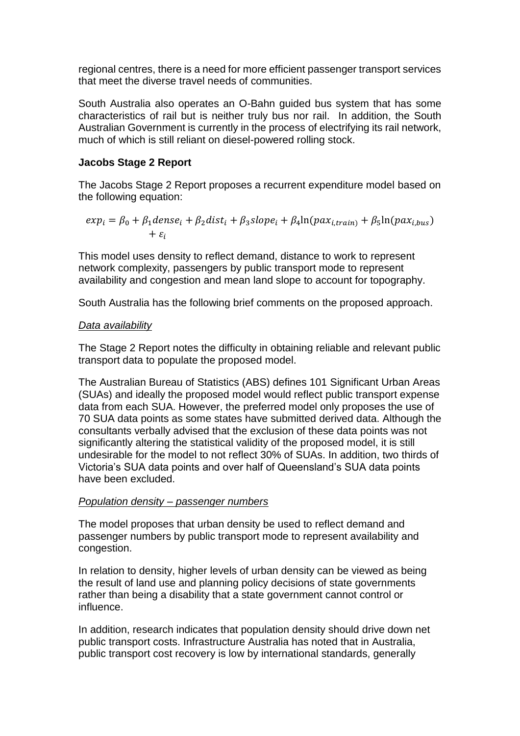regional centres, there is a need for more efficient passenger transport services that meet the diverse travel needs of communities.

South Australia also operates an O-Bahn guided bus system that has some characteristics of rail but is neither truly bus nor rail. In addition, the South Australian Government is currently in the process of electrifying its rail network, much of which is still reliant on diesel-powered rolling stock.

**Jacobs Stage 2 Report**

The Jacobs Stage 2 Report proposes a recurrent expenditure model based on the following equation:

$$exp_i = \beta_0 + \beta_1 dense_i + \beta_2 dist_i + \beta_3 slope_i + \beta_4 \ln(pax_{i,train}) + \beta_5 \ln(pax_{i,bus}) + \varepsilon_i$$

This model uses density to reflect demand, distance to work to represent network complexity, passengers by public transport mode to represent availability and congestion and mean land slope to account for topography.

South Australia has the following brief comments on the proposed approach.

*Data availability*

The Stage 2 Report notes the difficulty in obtaining reliable and relevant public transport data to populate the proposed model.

The Australian Bureau of Statistics (ABS) defines 101 Significant Urban Areas (SUAs) and ideally the proposed model would reflect public transport expense data from each SUA. However, the preferred model only proposes the use of 70 SUA data points as some states have submitted derived data. Although the consultants verbally advised that the exclusion of these data points was not significantly altering the statistical validity of the proposed model, it is still undesirable for the model to not reflect 30% of SUAs. In addition, two thirds of Victoria's SUA data points and over half of Queensland's SUA data points have been excluded.

*Population density – passenger numbers*

The model proposes that urban density be used to reflect demand and passenger numbers by public transport mode to represent availability and congestion.

In relation to density, higher levels of urban density can be viewed as being the result of land use and planning policy decisions of state governments rather than being a disability that a state government cannot control or influence.

In addition, research indicates that population density should drive down net public transport costs. Infrastructure Australia has noted that in Australia, public transport cost recovery is low by international standards, generally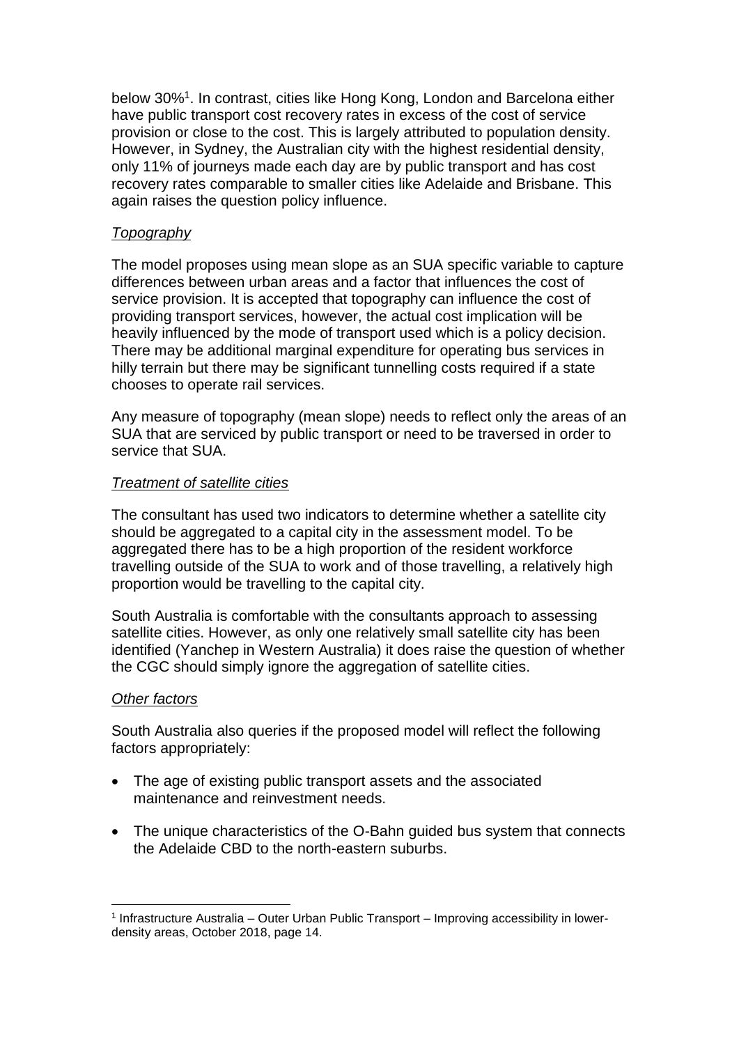below 30%[1]. In contrast, cities like Hong Kong, London and Barcelona either have public transport cost recovery rates in excess of the cost of service provision or close to the cost. This is largely attributed to population density. However, in Sydney, the Australian city with the highest residential density, only 11% of journeys made each day are by public transport and has cost recovery rates comparable to smaller cities like Adelaide and Brisbane. This again raises the question policy influence.

*Topography*

The model proposes using mean slope as an SUA specific variable to capture differences between urban areas and a factor that influences the cost of service provision. It is accepted that topography can influence the cost of providing transport services, however, the actual cost implication will be heavily influenced by the mode of transport used which is a policy decision. There may be additional marginal expenditure for operating bus services in hilly terrain but there may be significant tunnelling costs required if a state chooses to operate rail services.

Any measure of topography (mean slope) needs to reflect only the areas of an SUA that are serviced by public transport or need to be traversed in order to service that SUA.

*Treatment of satellite cities*

The consultant has used two indicators to determine whether a satellite city should be aggregated to a capital city in the assessment model. To be aggregated there has to be a high proportion of the resident workforce travelling outside of the SUA to work and of those travelling, a relatively high proportion would be travelling to the capital city.

South Australia is comfortable with the consultants approach to assessing satellite cities. However, as only one relatively small satellite city has been identified (Yanchep in Western Australia) it does raise the question of whether the CGC should simply ignore the aggregation of satellite cities.

*Other factors*

South Australia also queries if the proposed model will reflect the following factors appropriately:

- The age of existing public transport assets and the associated maintenance and reinvestment needs.
- The unique characteristics of the O-Bahn guided bus system that connects the Adelaide CBD to the north-eastern suburbs.

[1] Infrastructure Australia – Outer Urban Public Transport – Improving accessibility in lower-density areas, October 2018, page 14.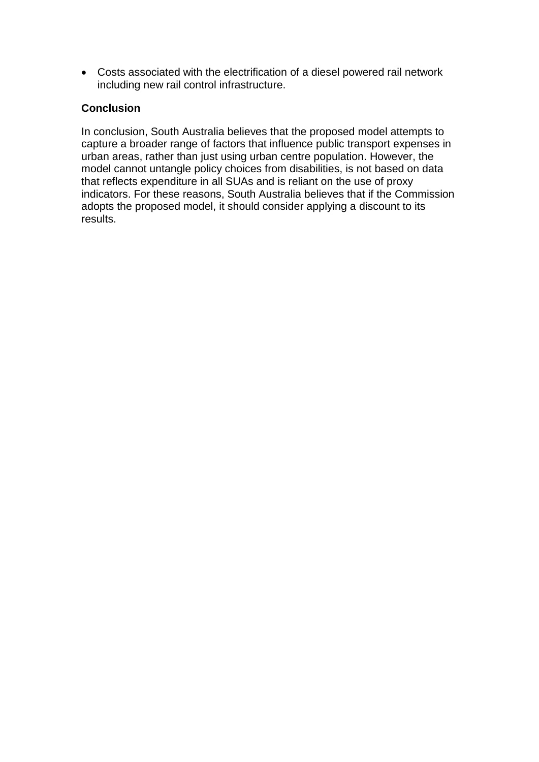- Costs associated with the electrification of a diesel powered rail network including new rail control infrastructure.

**Conclusion**

In conclusion, South Australia believes that the proposed model attempts to capture a broader range of factors that influence public transport expenses in urban areas, rather than just using urban centre population. However, the model cannot untangle policy choices from disabilities, is not based on data that reflects expenditure in all SUAs and is reliant on the use of proxy indicators. For these reasons, South Australia believes that if the Commission adopts the proposed model, it should consider applying a discount to its results.